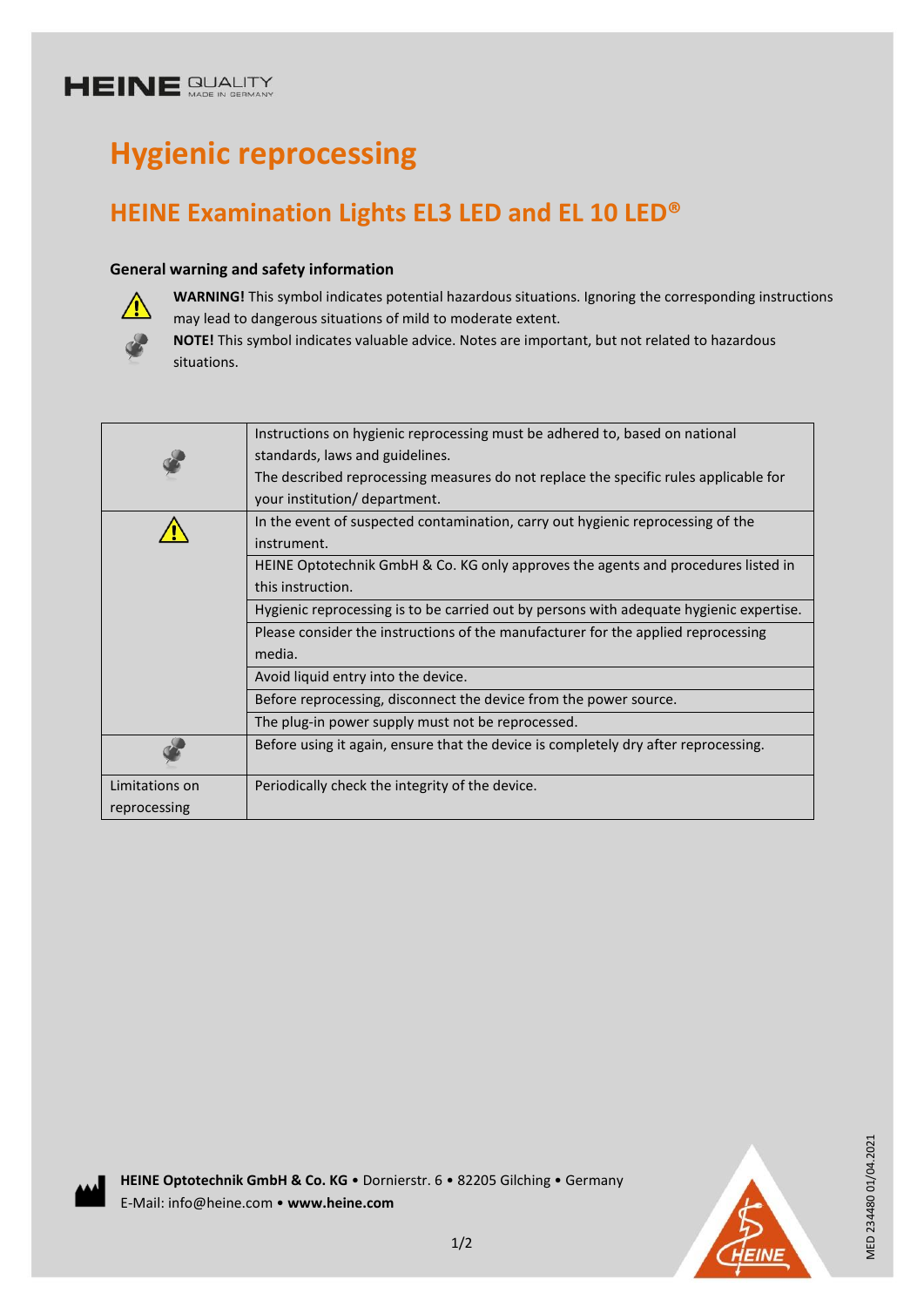HEINE QUALITY MADE IN GERMANY

# Hygienic reprocessing

## HEINE Examination Lights EL3 LED and EL 10 LED®

### General warning and safety information

⚠ **WARNING!** This symbol indicates potential hazardous situations. Ignoring the corresponding instructions may lead to dangerous situations of mild to moderate extent.

**NOTE!** This symbol indicates valuable advice. Notes are important, but not related to hazardous situations.

| | |
|---|---|
| NOTE | Instructions on hygienic reprocessing must be adhered to, based on national standards, laws and guidelines. The described reprocessing measures do not replace the specific rules applicable for your institution/ department. |
| ⚠ | In the event of suspected contamination, carry out hygienic reprocessing of the instrument. |
| | HEINE Optotechnik GmbH & Co. KG only approves the agents and procedures listed in this instruction. |
| | Hygienic reprocessing is to be carried out by persons with adequate hygienic expertise. |
| | Please consider the instructions of the manufacturer for the applied reprocessing media. |
| | Avoid liquid entry into the device. |
| | Before reprocessing, disconnect the device from the power source. |
| | The plug-in power supply must not be reprocessed. |
| NOTE | Before using it again, ensure that the device is completely dry after reprocessing. |
| Limitations on reprocessing | Periodically check the integrity of the device. |

**HEINE Optotechnik GmbH & Co. KG** • Dornierstr. 6 • 82205 Gilching • Germany
E-Mail: info@heine.com • **www.heine.com**

MED 234480 01/04.2021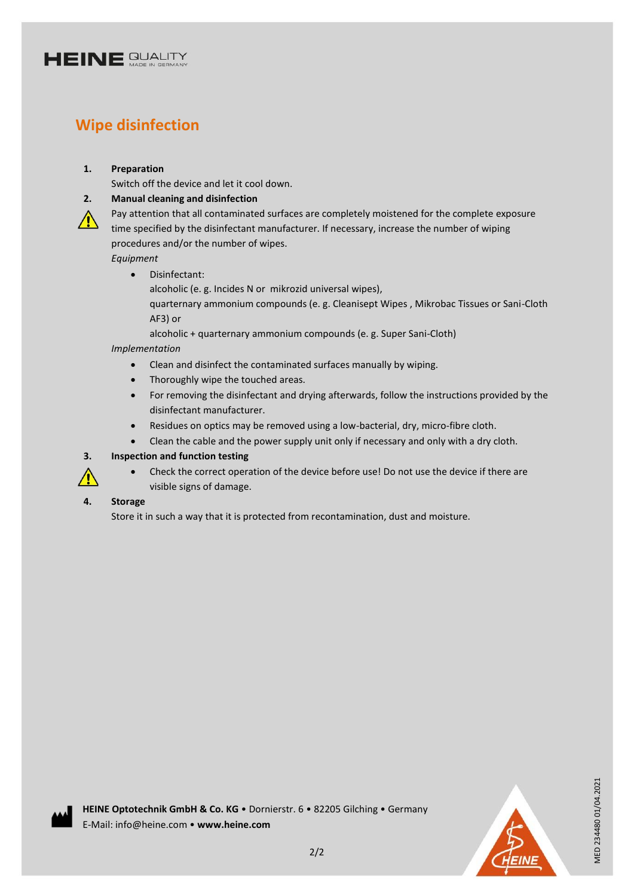## Wipe disinfection

1. **Preparation**

   Switch off the device and let it cool down.

2. **Manual cleaning and disinfection**

   ⚠ Pay attention that all contaminated surfaces are completely moistened for the complete exposure time specified by the disinfectant manufacturer. If necessary, increase the number of wiping procedures and/or the number of wipes.

   *Equipment*

   - Disinfectant:
     alcoholic (e. g. Incides N or mikrozid universal wipes),
     quarternary ammonium compounds (e. g. Cleanisept Wipes , Mikrobac Tissues or Sani-Cloth AF3) or
     alcoholic + quarternary ammonium compounds (e. g. Super Sani-Cloth)

   *Implementation*

   - Clean and disinfect the contaminated surfaces manually by wiping.
   - Thoroughly wipe the touched areas.
   - For removing the disinfectant and drying afterwards, follow the instructions provided by the disinfectant manufacturer.
   - Residues on optics may be removed using a low-bacterial, dry, micro-fibre cloth.
   - Clean the cable and the power supply unit only if necessary and only with a dry cloth.

3. **Inspection and function testing**

   ⚠
   - Check the correct operation of the device before use! Do not use the device if there are visible signs of damage.

4. **Storage**

   Store it in such a way that it is protected from recontamination, dust and moisture.

**HEINE Optotechnik GmbH & Co. KG** • Dornierstr. 6 • 82205 Gilching • Germany
E-Mail: info@heine.com • **www.heine.com**

MED 234480 01/04.2021